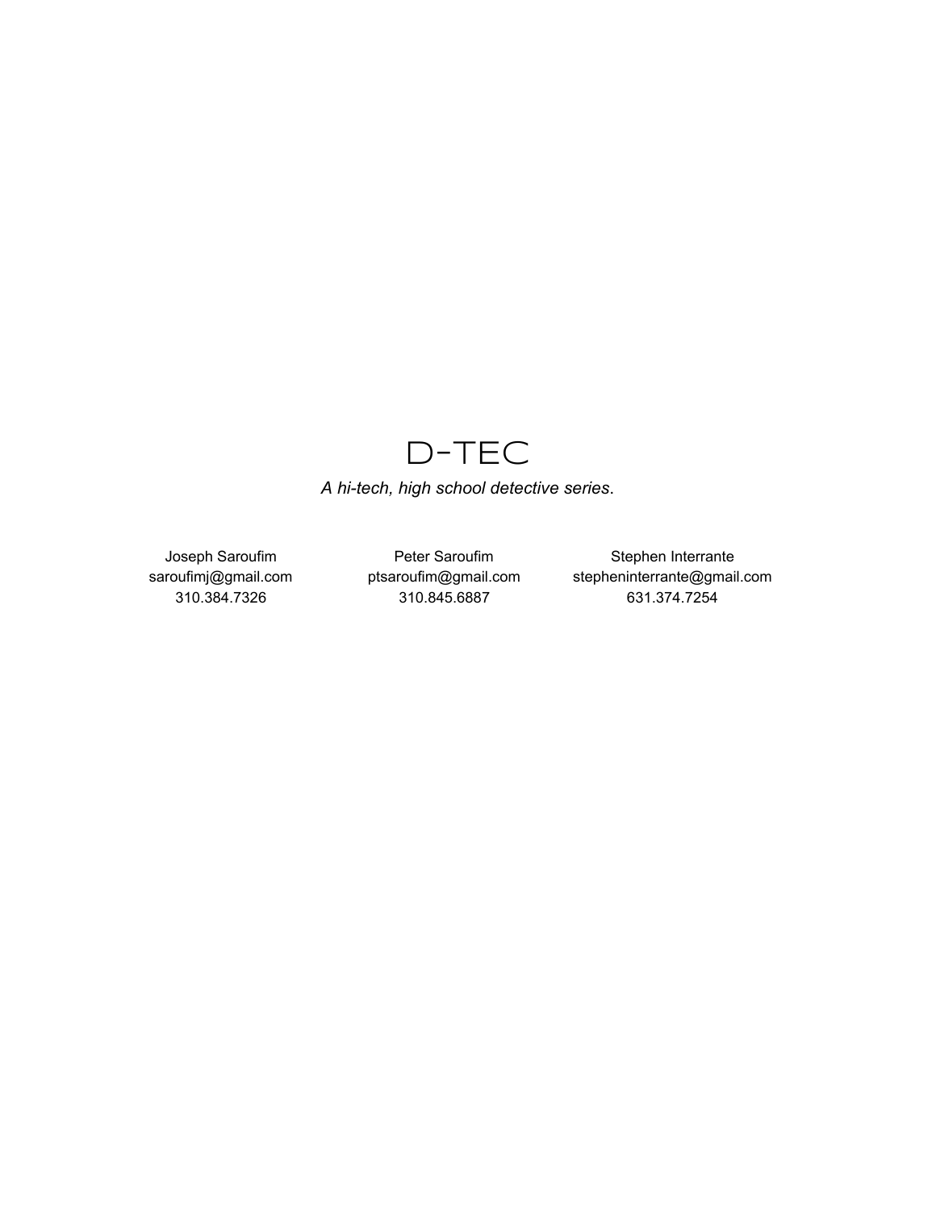# D-TEC

*A hi-tech, high school detective series*.

Joseph Saroufim
saroufimj@gmail.com
310.384.7326

Peter Saroufim
ptsaroufim@gmail.com
310.845.6887

Stephen Interrante
stepheninterrante@gmail.com
631.374.7254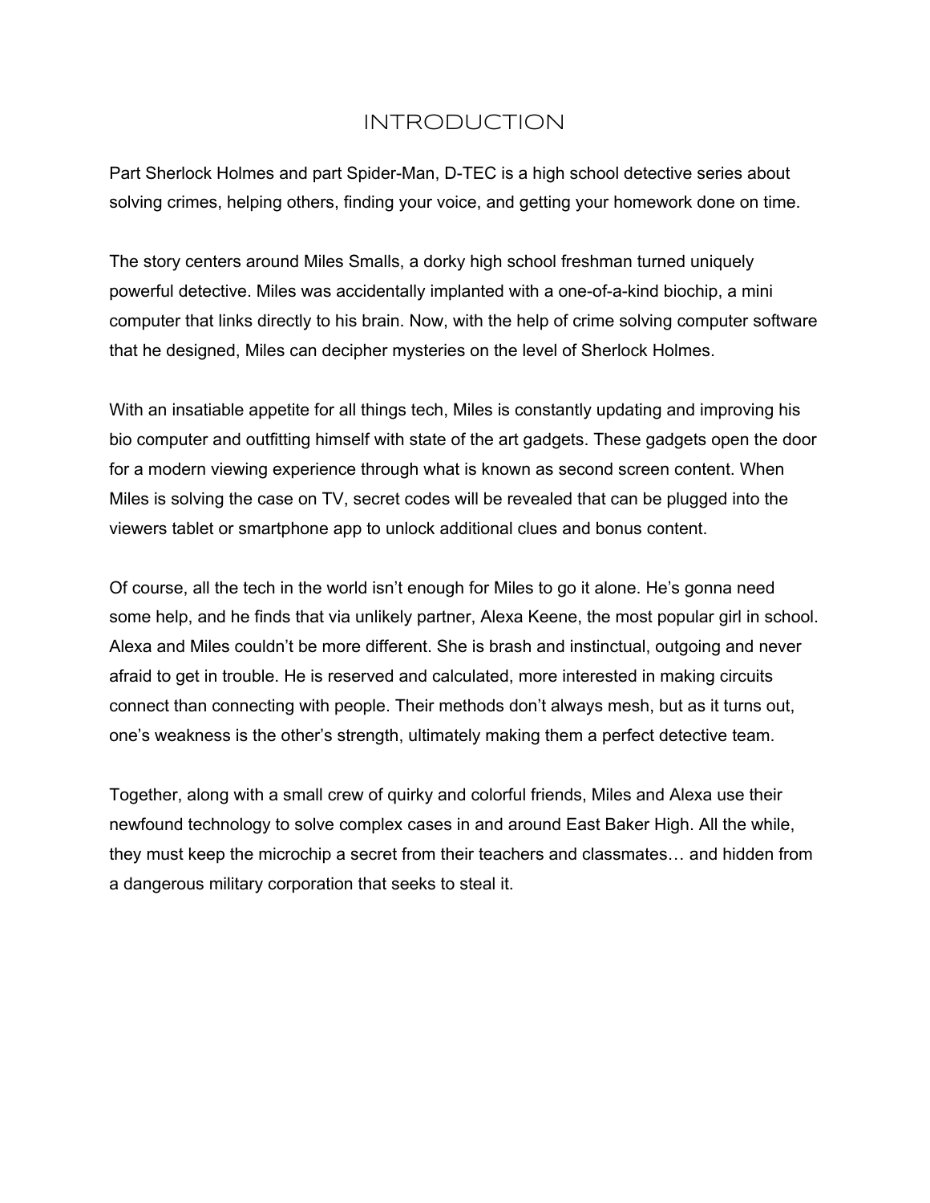# INTRODUCTION

Part Sherlock Holmes and part Spider-Man, D-TEC is a high school detective series about solving crimes, helping others, finding your voice, and getting your homework done on time.

The story centers around Miles Smalls, a dorky high school freshman turned uniquely powerful detective. Miles was accidentally implanted with a one-of-a-kind biochip, a mini computer that links directly to his brain. Now, with the help of crime solving computer software that he designed, Miles can decipher mysteries on the level of Sherlock Holmes.

With an insatiable appetite for all things tech, Miles is constantly updating and improving his bio computer and outfitting himself with state of the art gadgets. These gadgets open the door for a modern viewing experience through what is known as second screen content. When Miles is solving the case on TV, secret codes will be revealed that can be plugged into the viewers tablet or smartphone app to unlock additional clues and bonus content.

Of course, all the tech in the world isn't enough for Miles to go it alone. He's gonna need some help, and he finds that via unlikely partner, Alexa Keene, the most popular girl in school. Alexa and Miles couldn't be more different. She is brash and instinctual, outgoing and never afraid to get in trouble. He is reserved and calculated, more interested in making circuits connect than connecting with people. Their methods don't always mesh, but as it turns out, one's weakness is the other's strength, ultimately making them a perfect detective team.

Together, along with a small crew of quirky and colorful friends, Miles and Alexa use their newfound technology to solve complex cases in and around East Baker High. All the while, they must keep the microchip a secret from their teachers and classmates… and hidden from a dangerous military corporation that seeks to steal it.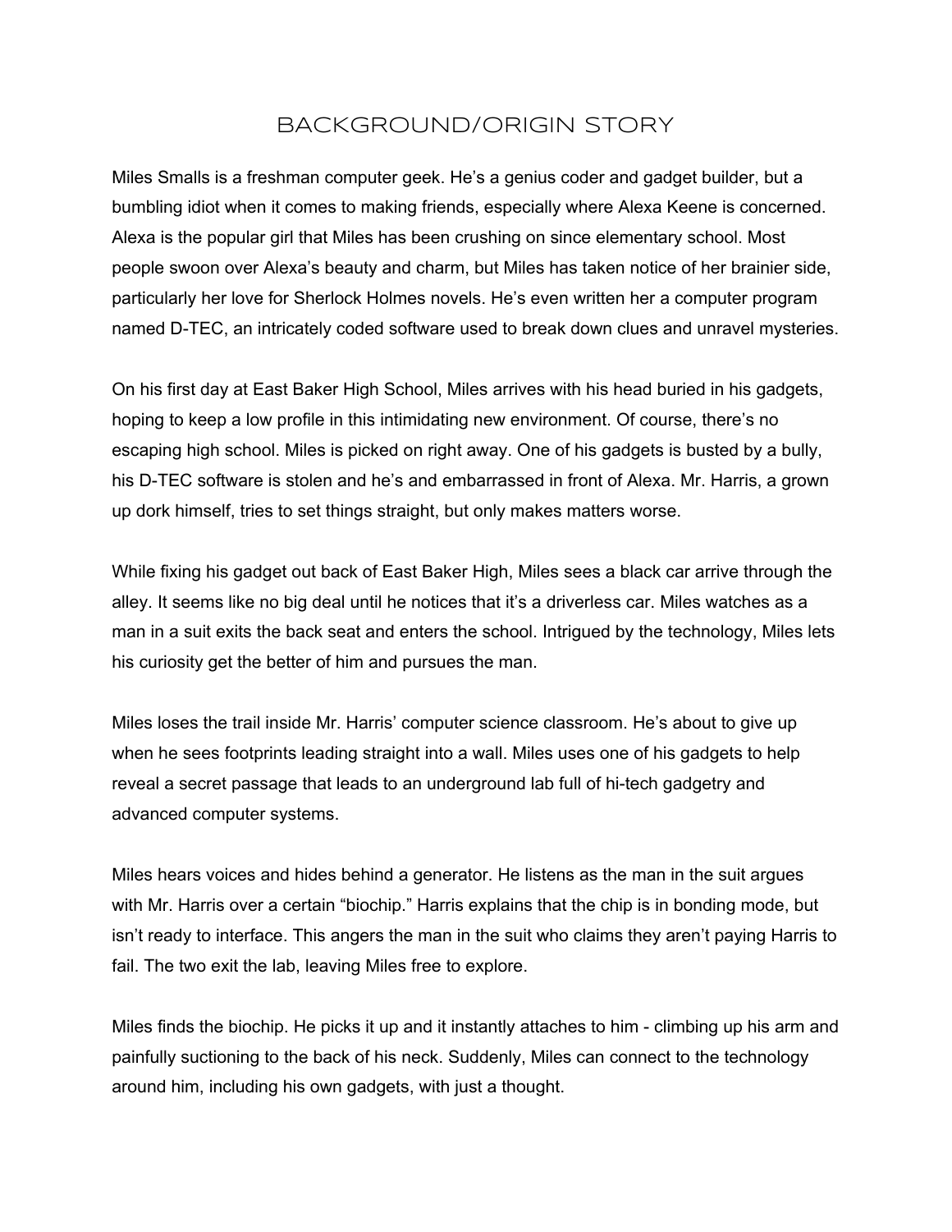# BACKGROUND/ORIGIN STORY

Miles Smalls is a freshman computer geek. He's a genius coder and gadget builder, but a bumbling idiot when it comes to making friends, especially where Alexa Keene is concerned. Alexa is the popular girl that Miles has been crushing on since elementary school. Most people swoon over Alexa's beauty and charm, but Miles has taken notice of her brainier side, particularly her love for Sherlock Holmes novels. He's even written her a computer program named D-TEC, an intricately coded software used to break down clues and unravel mysteries.

On his first day at East Baker High School, Miles arrives with his head buried in his gadgets, hoping to keep a low profile in this intimidating new environment. Of course, there's no escaping high school. Miles is picked on right away. One of his gadgets is busted by a bully, his D-TEC software is stolen and he's and embarrassed in front of Alexa. Mr. Harris, a grown up dork himself, tries to set things straight, but only makes matters worse.

While fixing his gadget out back of East Baker High, Miles sees a black car arrive through the alley. It seems like no big deal until he notices that it's a driverless car. Miles watches as a man in a suit exits the back seat and enters the school. Intrigued by the technology, Miles lets his curiosity get the better of him and pursues the man.

Miles loses the trail inside Mr. Harris' computer science classroom. He's about to give up when he sees footprints leading straight into a wall. Miles uses one of his gadgets to help reveal a secret passage that leads to an underground lab full of hi-tech gadgetry and advanced computer systems.

Miles hears voices and hides behind a generator. He listens as the man in the suit argues with Mr. Harris over a certain "biochip." Harris explains that the chip is in bonding mode, but isn't ready to interface. This angers the man in the suit who claims they aren't paying Harris to fail. The two exit the lab, leaving Miles free to explore.

Miles finds the biochip. He picks it up and it instantly attaches to him - climbing up his arm and painfully suctioning to the back of his neck. Suddenly, Miles can connect to the technology around him, including his own gadgets, with just a thought.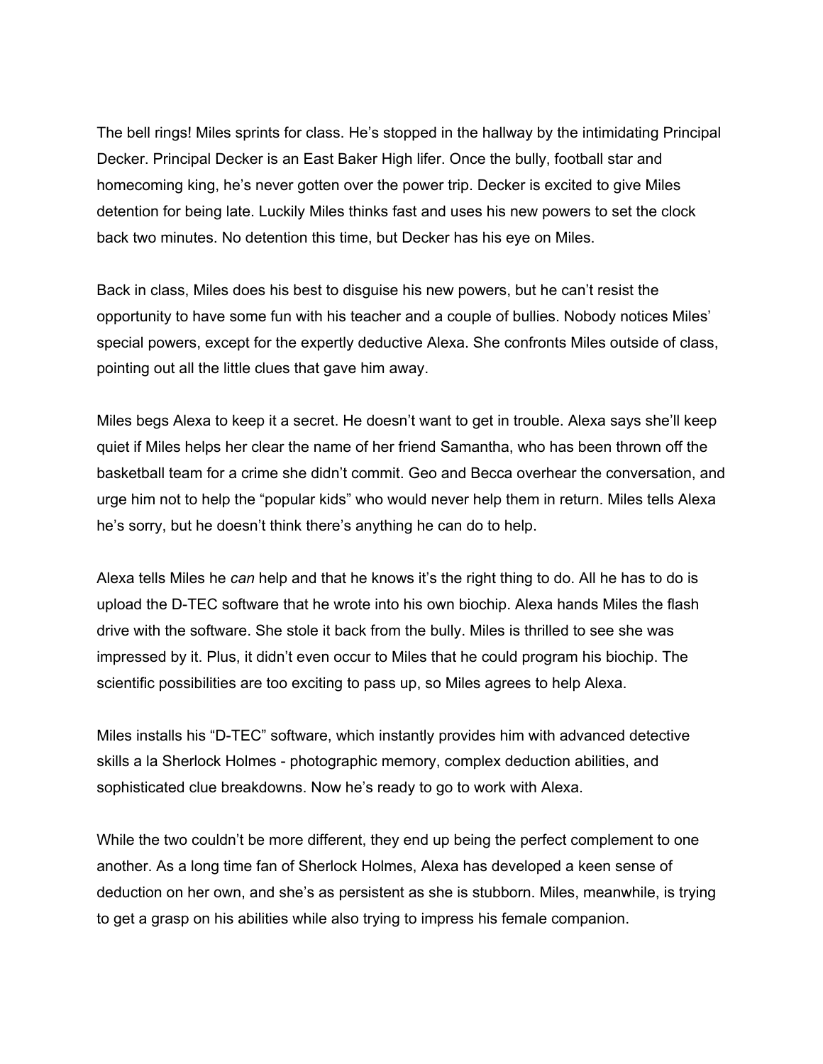The bell rings! Miles sprints for class. He's stopped in the hallway by the intimidating Principal Decker. Principal Decker is an East Baker High lifer. Once the bully, football star and homecoming king, he's never gotten over the power trip. Decker is excited to give Miles detention for being late. Luckily Miles thinks fast and uses his new powers to set the clock back two minutes. No detention this time, but Decker has his eye on Miles.

Back in class, Miles does his best to disguise his new powers, but he can't resist the opportunity to have some fun with his teacher and a couple of bullies. Nobody notices Miles' special powers, except for the expertly deductive Alexa. She confronts Miles outside of class, pointing out all the little clues that gave him away.

Miles begs Alexa to keep it a secret. He doesn't want to get in trouble. Alexa says she'll keep quiet if Miles helps her clear the name of her friend Samantha, who has been thrown off the basketball team for a crime she didn't commit. Geo and Becca overhear the conversation, and urge him not to help the "popular kids" who would never help them in return. Miles tells Alexa he's sorry, but he doesn't think there's anything he can do to help.

Alexa tells Miles he *can* help and that he knows it's the right thing to do. All he has to do is upload the D-TEC software that he wrote into his own biochip. Alexa hands Miles the flash drive with the software. She stole it back from the bully. Miles is thrilled to see she was impressed by it. Plus, it didn't even occur to Miles that he could program his biochip. The scientific possibilities are too exciting to pass up, so Miles agrees to help Alexa.

Miles installs his "D-TEC" software, which instantly provides him with advanced detective skills a la Sherlock Holmes - photographic memory, complex deduction abilities, and sophisticated clue breakdowns. Now he's ready to go to work with Alexa.

While the two couldn't be more different, they end up being the perfect complement to one another. As a long time fan of Sherlock Holmes, Alexa has developed a keen sense of deduction on her own, and she's as persistent as she is stubborn. Miles, meanwhile, is trying to get a grasp on his abilities while also trying to impress his female companion.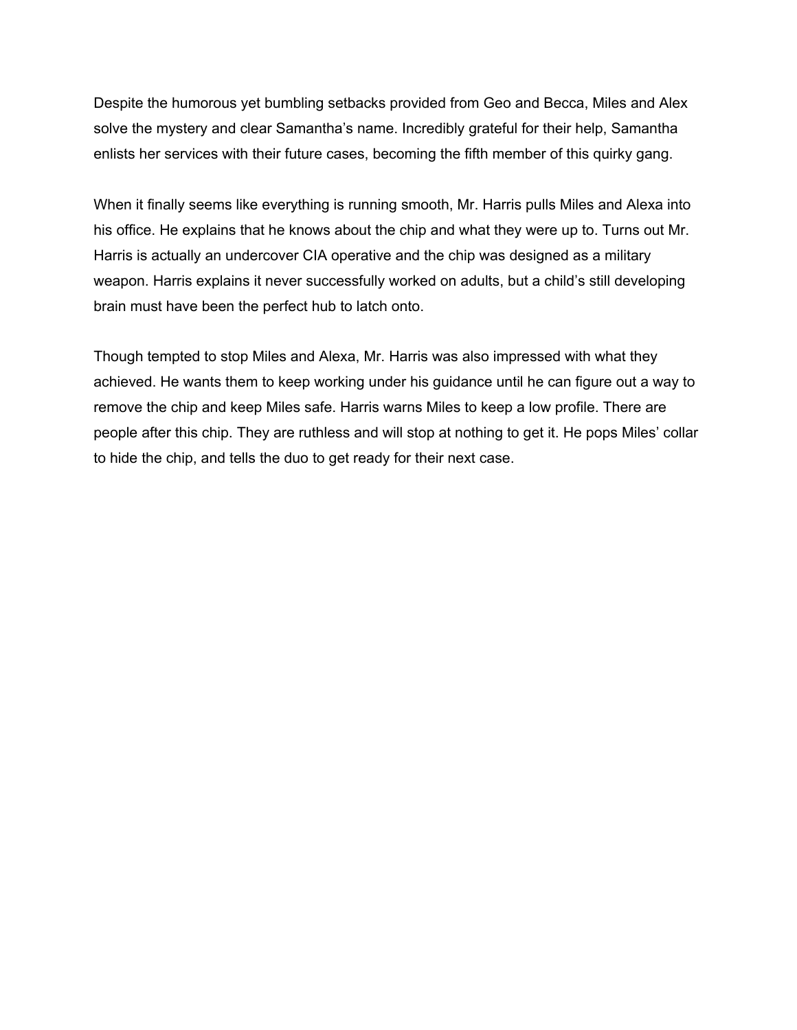Despite the humorous yet bumbling setbacks provided from Geo and Becca, Miles and Alex solve the mystery and clear Samantha's name. Incredibly grateful for their help, Samantha enlists her services with their future cases, becoming the fifth member of this quirky gang.

When it finally seems like everything is running smooth, Mr. Harris pulls Miles and Alexa into his office. He explains that he knows about the chip and what they were up to. Turns out Mr. Harris is actually an undercover CIA operative and the chip was designed as a military weapon. Harris explains it never successfully worked on adults, but a child's still developing brain must have been the perfect hub to latch onto.

Though tempted to stop Miles and Alexa, Mr. Harris was also impressed with what they achieved. He wants them to keep working under his guidance until he can figure out a way to remove the chip and keep Miles safe. Harris warns Miles to keep a low profile. There are people after this chip. They are ruthless and will stop at nothing to get it. He pops Miles' collar to hide the chip, and tells the duo to get ready for their next case.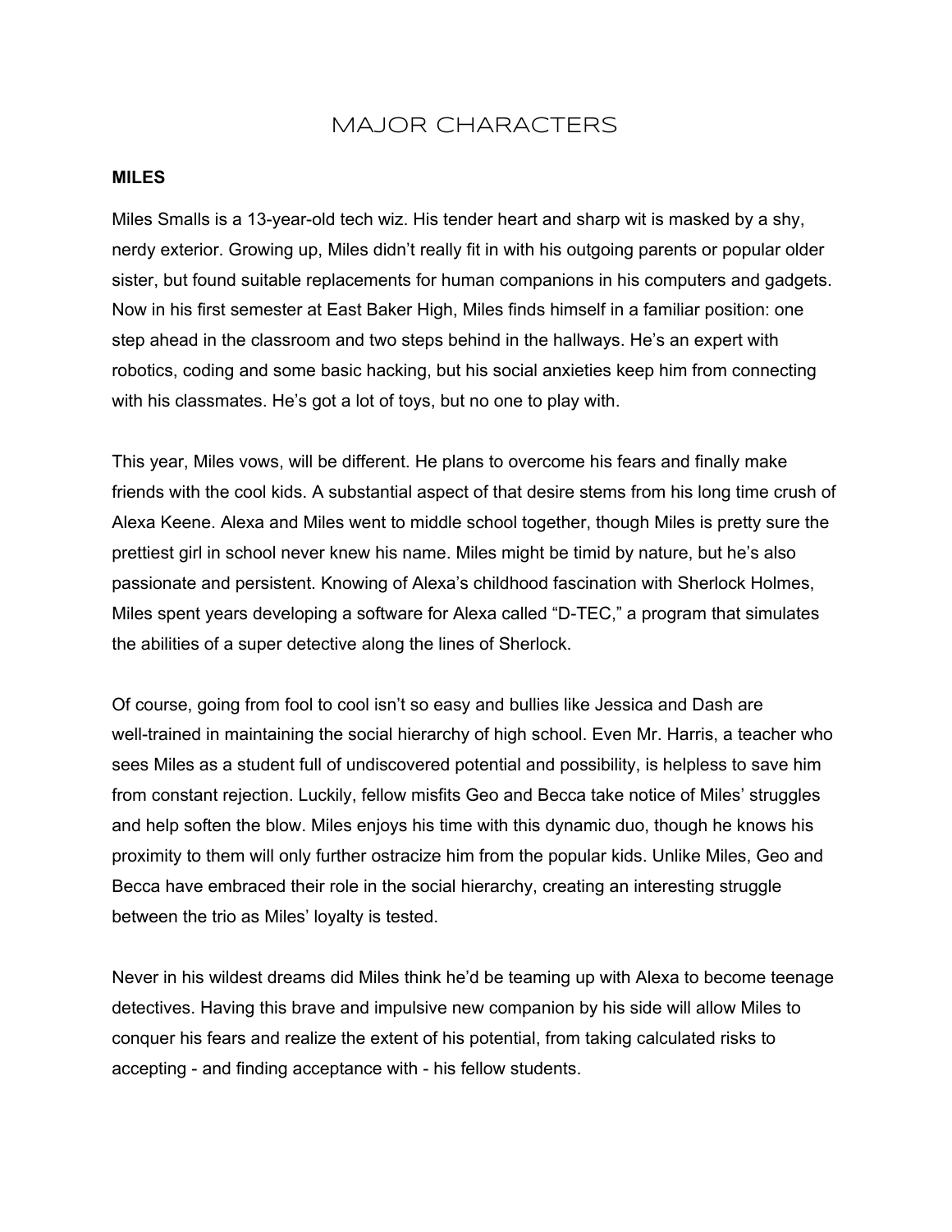# MAJOR CHARACTERS

**MILES**

Miles Smalls is a 13-year-old tech wiz. His tender heart and sharp wit is masked by a shy, nerdy exterior. Growing up, Miles didn't really fit in with his outgoing parents or popular older sister, but found suitable replacements for human companions in his computers and gadgets. Now in his first semester at East Baker High, Miles finds himself in a familiar position: one step ahead in the classroom and two steps behind in the hallways. He's an expert with robotics, coding and some basic hacking, but his social anxieties keep him from connecting with his classmates. He's got a lot of toys, but no one to play with.

This year, Miles vows, will be different. He plans to overcome his fears and finally make friends with the cool kids. A substantial aspect of that desire stems from his long time crush of Alexa Keene. Alexa and Miles went to middle school together, though Miles is pretty sure the prettiest girl in school never knew his name. Miles might be timid by nature, but he's also passionate and persistent. Knowing of Alexa's childhood fascination with Sherlock Holmes, Miles spent years developing a software for Alexa called "D-TEC," a program that simulates the abilities of a super detective along the lines of Sherlock.

Of course, going from fool to cool isn't so easy and bullies like Jessica and Dash are well-trained in maintaining the social hierarchy of high school. Even Mr. Harris, a teacher who sees Miles as a student full of undiscovered potential and possibility, is helpless to save him from constant rejection. Luckily, fellow misfits Geo and Becca take notice of Miles' struggles and help soften the blow. Miles enjoys his time with this dynamic duo, though he knows his proximity to them will only further ostracize him from the popular kids. Unlike Miles, Geo and Becca have embraced their role in the social hierarchy, creating an interesting struggle between the trio as Miles' loyalty is tested.

Never in his wildest dreams did Miles think he'd be teaming up with Alexa to become teenage detectives. Having this brave and impulsive new companion by his side will allow Miles to conquer his fears and realize the extent of his potential, from taking calculated risks to accepting - and finding acceptance with - his fellow students.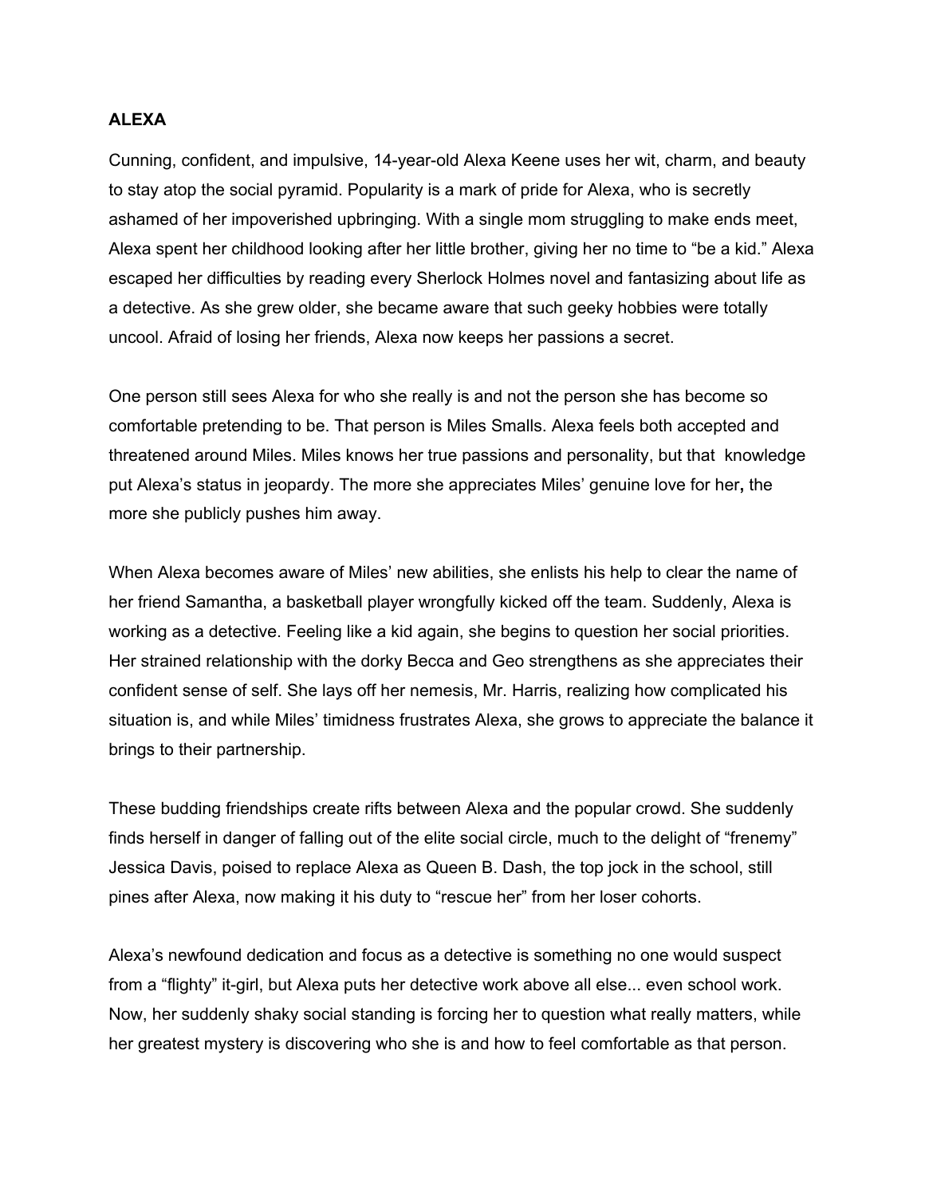**ALEXA**

Cunning, confident, and impulsive, 14-year-old Alexa Keene uses her wit, charm, and beauty to stay atop the social pyramid. Popularity is a mark of pride for Alexa, who is secretly ashamed of her impoverished upbringing. With a single mom struggling to make ends meet, Alexa spent her childhood looking after her little brother, giving her no time to "be a kid." Alexa escaped her difficulties by reading every Sherlock Holmes novel and fantasizing about life as a detective. As she grew older, she became aware that such geeky hobbies were totally uncool. Afraid of losing her friends, Alexa now keeps her passions a secret.

One person still sees Alexa for who she really is and not the person she has become so comfortable pretending to be. That person is Miles Smalls. Alexa feels both accepted and threatened around Miles. Miles knows her true passions and personality, but that knowledge put Alexa's status in jeopardy. The more she appreciates Miles' genuine love for her**,** the more she publicly pushes him away.

When Alexa becomes aware of Miles' new abilities, she enlists his help to clear the name of her friend Samantha, a basketball player wrongfully kicked off the team. Suddenly, Alexa is working as a detective. Feeling like a kid again, she begins to question her social priorities. Her strained relationship with the dorky Becca and Geo strengthens as she appreciates their confident sense of self. She lays off her nemesis, Mr. Harris, realizing how complicated his situation is, and while Miles' timidness frustrates Alexa, she grows to appreciate the balance it brings to their partnership.

These budding friendships create rifts between Alexa and the popular crowd. She suddenly finds herself in danger of falling out of the elite social circle, much to the delight of "frenemy" Jessica Davis, poised to replace Alexa as Queen B. Dash, the top jock in the school, still pines after Alexa, now making it his duty to "rescue her" from her loser cohorts.

Alexa's newfound dedication and focus as a detective is something no one would suspect from a "flighty" it-girl, but Alexa puts her detective work above all else... even school work. Now, her suddenly shaky social standing is forcing her to question what really matters, while her greatest mystery is discovering who she is and how to feel comfortable as that person.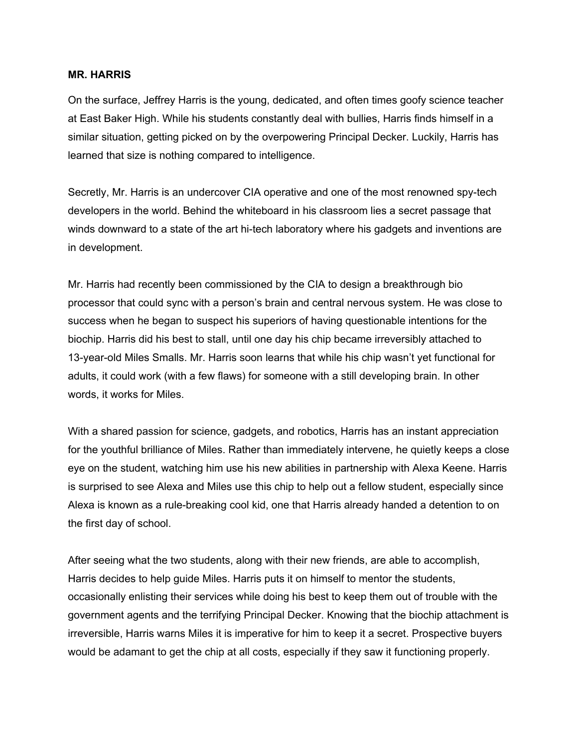**MR. HARRIS**

On the surface, Jeffrey Harris is the young, dedicated, and often times goofy science teacher at East Baker High. While his students constantly deal with bullies, Harris finds himself in a similar situation, getting picked on by the overpowering Principal Decker. Luckily, Harris has learned that size is nothing compared to intelligence.

Secretly, Mr. Harris is an undercover CIA operative and one of the most renowned spy-tech developers in the world. Behind the whiteboard in his classroom lies a secret passage that winds downward to a state of the art hi-tech laboratory where his gadgets and inventions are in development.

Mr. Harris had recently been commissioned by the CIA to design a breakthrough bio processor that could sync with a person's brain and central nervous system. He was close to success when he began to suspect his superiors of having questionable intentions for the biochip. Harris did his best to stall, until one day his chip became irreversibly attached to 13-year-old Miles Smalls. Mr. Harris soon learns that while his chip wasn't yet functional for adults, it could work (with a few flaws) for someone with a still developing brain. In other words, it works for Miles.

With a shared passion for science, gadgets, and robotics, Harris has an instant appreciation for the youthful brilliance of Miles. Rather than immediately intervene, he quietly keeps a close eye on the student, watching him use his new abilities in partnership with Alexa Keene. Harris is surprised to see Alexa and Miles use this chip to help out a fellow student, especially since Alexa is known as a rule-breaking cool kid, one that Harris already handed a detention to on the first day of school.

After seeing what the two students, along with their new friends, are able to accomplish, Harris decides to help guide Miles. Harris puts it on himself to mentor the students, occasionally enlisting their services while doing his best to keep them out of trouble with the government agents and the terrifying Principal Decker. Knowing that the biochip attachment is irreversible, Harris warns Miles it is imperative for him to keep it a secret. Prospective buyers would be adamant to get the chip at all costs, especially if they saw it functioning properly.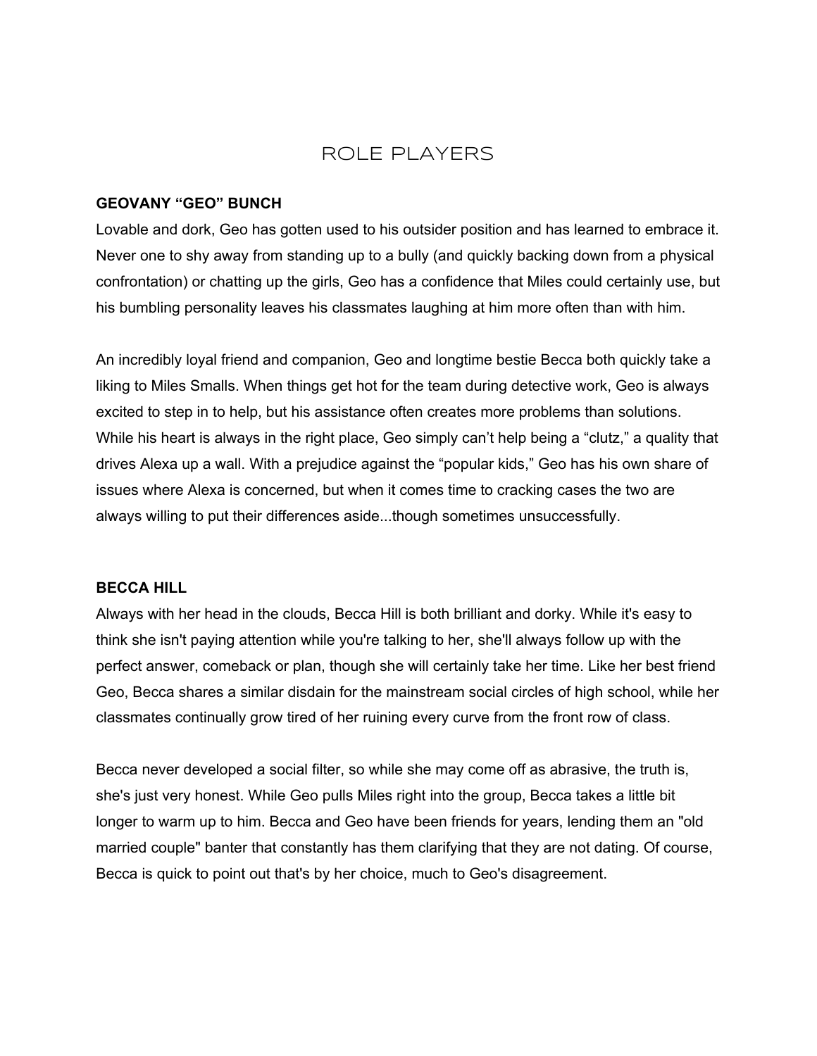# ROLE PLAYERS

**GEOVANY "GEO" BUNCH**

Lovable and dork, Geo has gotten used to his outsider position and has learned to embrace it. Never one to shy away from standing up to a bully (and quickly backing down from a physical confrontation) or chatting up the girls, Geo has a confidence that Miles could certainly use, but his bumbling personality leaves his classmates laughing at him more often than with him.

An incredibly loyal friend and companion, Geo and longtime bestie Becca both quickly take a liking to Miles Smalls. When things get hot for the team during detective work, Geo is always excited to step in to help, but his assistance often creates more problems than solutions. While his heart is always in the right place, Geo simply can't help being a "clutz," a quality that drives Alexa up a wall. With a prejudice against the "popular kids," Geo has his own share of issues where Alexa is concerned, but when it comes time to cracking cases the two are always willing to put their differences aside...though sometimes unsuccessfully.

**BECCA HILL**

Always with her head in the clouds, Becca Hill is both brilliant and dorky. While it's easy to think she isn't paying attention while you're talking to her, she'll always follow up with the perfect answer, comeback or plan, though she will certainly take her time. Like her best friend Geo, Becca shares a similar disdain for the mainstream social circles of high school, while her classmates continually grow tired of her ruining every curve from the front row of class.

Becca never developed a social filter, so while she may come off as abrasive, the truth is, she's just very honest. While Geo pulls Miles right into the group, Becca takes a little bit longer to warm up to him. Becca and Geo have been friends for years, lending them an "old married couple" banter that constantly has them clarifying that they are not dating. Of course, Becca is quick to point out that's by her choice, much to Geo's disagreement.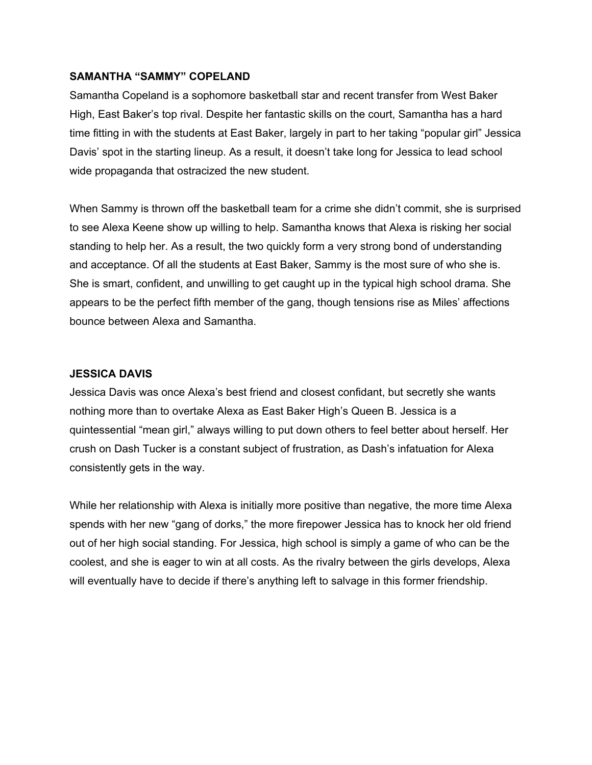**SAMANTHA "SAMMY" COPELAND**

Samantha Copeland is a sophomore basketball star and recent transfer from West Baker High, East Baker's top rival. Despite her fantastic skills on the court, Samantha has a hard time fitting in with the students at East Baker, largely in part to her taking "popular girl" Jessica Davis' spot in the starting lineup. As a result, it doesn't take long for Jessica to lead school wide propaganda that ostracized the new student.

When Sammy is thrown off the basketball team for a crime she didn't commit, she is surprised to see Alexa Keene show up willing to help. Samantha knows that Alexa is risking her social standing to help her. As a result, the two quickly form a very strong bond of understanding and acceptance. Of all the students at East Baker, Sammy is the most sure of who she is. She is smart, confident, and unwilling to get caught up in the typical high school drama. She appears to be the perfect fifth member of the gang, though tensions rise as Miles' affections bounce between Alexa and Samantha.

**JESSICA DAVIS**

Jessica Davis was once Alexa's best friend and closest confidant, but secretly she wants nothing more than to overtake Alexa as East Baker High's Queen B. Jessica is a quintessential "mean girl," always willing to put down others to feel better about herself. Her crush on Dash Tucker is a constant subject of frustration, as Dash's infatuation for Alexa consistently gets in the way.

While her relationship with Alexa is initially more positive than negative, the more time Alexa spends with her new "gang of dorks," the more firepower Jessica has to knock her old friend out of her high social standing. For Jessica, high school is simply a game of who can be the coolest, and she is eager to win at all costs. As the rivalry between the girls develops, Alexa will eventually have to decide if there's anything left to salvage in this former friendship.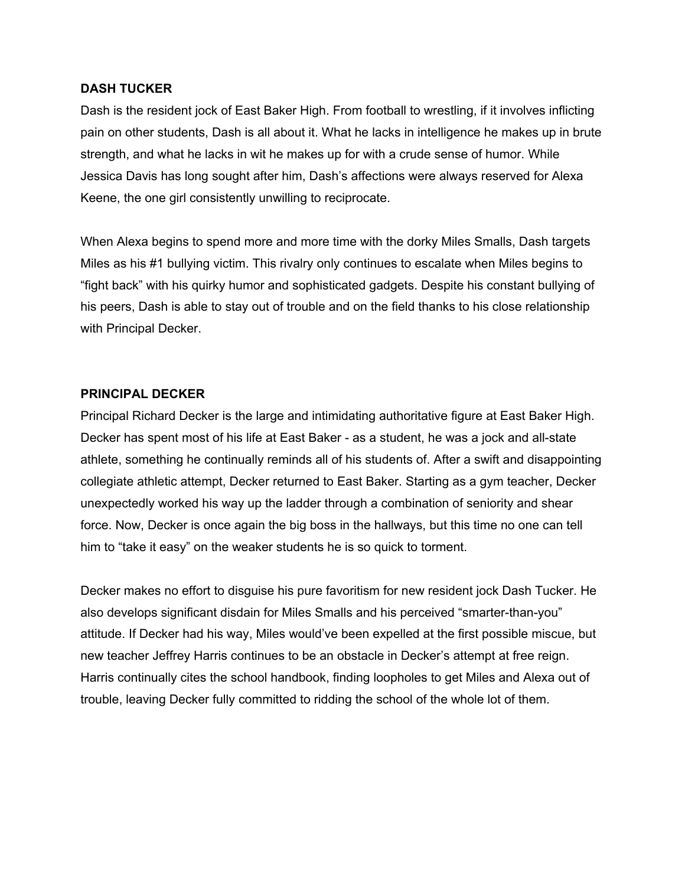**DASH TUCKER**

Dash is the resident jock of East Baker High. From football to wrestling, if it involves inflicting pain on other students, Dash is all about it. What he lacks in intelligence he makes up in brute strength, and what he lacks in wit he makes up for with a crude sense of humor. While Jessica Davis has long sought after him, Dash's affections were always reserved for Alexa Keene, the one girl consistently unwilling to reciprocate.

When Alexa begins to spend more and more time with the dorky Miles Smalls, Dash targets Miles as his #1 bullying victim. This rivalry only continues to escalate when Miles begins to "fight back" with his quirky humor and sophisticated gadgets. Despite his constant bullying of his peers, Dash is able to stay out of trouble and on the field thanks to his close relationship with Principal Decker.

**PRINCIPAL DECKER**

Principal Richard Decker is the large and intimidating authoritative figure at East Baker High. Decker has spent most of his life at East Baker - as a student, he was a jock and all-state athlete, something he continually reminds all of his students of. After a swift and disappointing collegiate athletic attempt, Decker returned to East Baker. Starting as a gym teacher, Decker unexpectedly worked his way up the ladder through a combination of seniority and shear force. Now, Decker is once again the big boss in the hallways, but this time no one can tell him to "take it easy" on the weaker students he is so quick to torment.

Decker makes no effort to disguise his pure favoritism for new resident jock Dash Tucker. He also develops significant disdain for Miles Smalls and his perceived "smarter-than-you" attitude. If Decker had his way, Miles would've been expelled at the first possible miscue, but new teacher Jeffrey Harris continues to be an obstacle in Decker's attempt at free reign. Harris continually cites the school handbook, finding loopholes to get Miles and Alexa out of trouble, leaving Decker fully committed to ridding the school of the whole lot of them.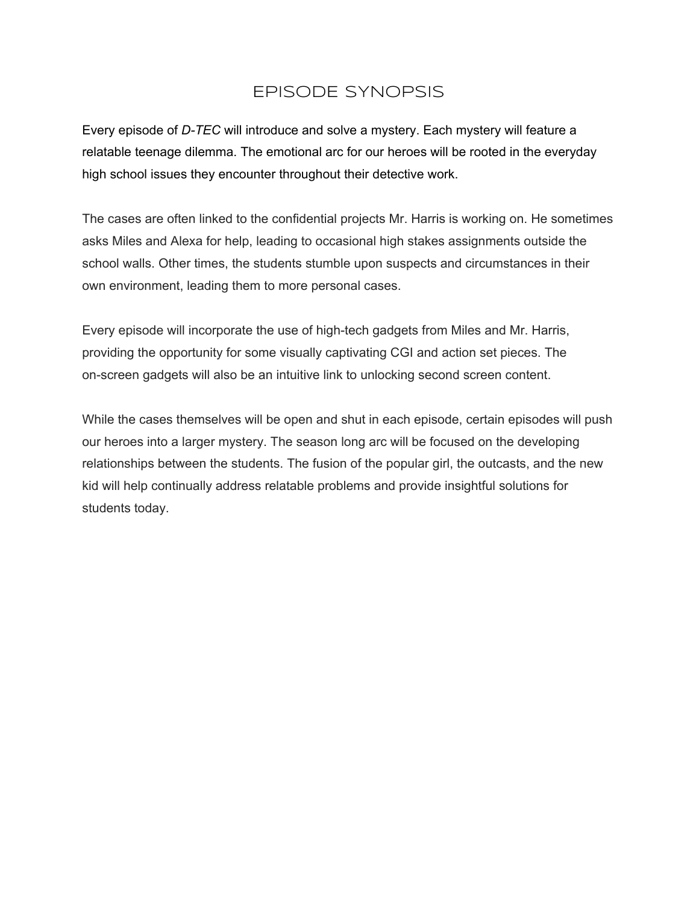# EPISODE SYNOPSIS

Every episode of *D-TEC* will introduce and solve a mystery. Each mystery will feature a relatable teenage dilemma. The emotional arc for our heroes will be rooted in the everyday high school issues they encounter throughout their detective work.

The cases are often linked to the confidential projects Mr. Harris is working on. He sometimes asks Miles and Alexa for help, leading to occasional high stakes assignments outside the school walls. Other times, the students stumble upon suspects and circumstances in their own environment, leading them to more personal cases.

Every episode will incorporate the use of high-tech gadgets from Miles and Mr. Harris, providing the opportunity for some visually captivating CGI and action set pieces. The on-screen gadgets will also be an intuitive link to unlocking second screen content.

While the cases themselves will be open and shut in each episode, certain episodes will push our heroes into a larger mystery. The season long arc will be focused on the developing relationships between the students. The fusion of the popular girl, the outcasts, and the new kid will help continually address relatable problems and provide insightful solutions for students today.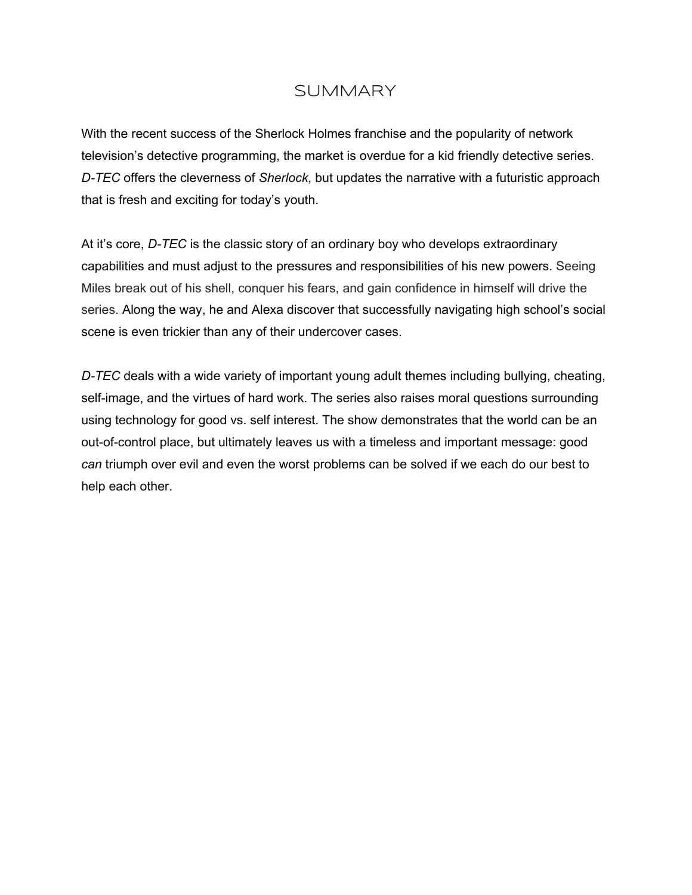# SUMMARY

With the recent success of the Sherlock Holmes franchise and the popularity of network television's detective programming, the market is overdue for a kid friendly detective series. *D-TEC* offers the cleverness of *Sherlock*, but updates the narrative with a futuristic approach that is fresh and exciting for today's youth.

At it's core, *D-TEC* is the classic story of an ordinary boy who develops extraordinary capabilities and must adjust to the pressures and responsibilities of his new powers. Seeing Miles break out of his shell, conquer his fears, and gain confidence in himself will drive the series. Along the way, he and Alexa discover that successfully navigating high school's social scene is even trickier than any of their undercover cases.

*D-TEC* deals with a wide variety of important young adult themes including bullying, cheating, self-image, and the virtues of hard work. The series also raises moral questions surrounding using technology for good vs. self interest. The show demonstrates that the world can be an out-of-control place, but ultimately leaves us with a timeless and important message: good *can* triumph over evil and even the worst problems can be solved if we each do our best to help each other.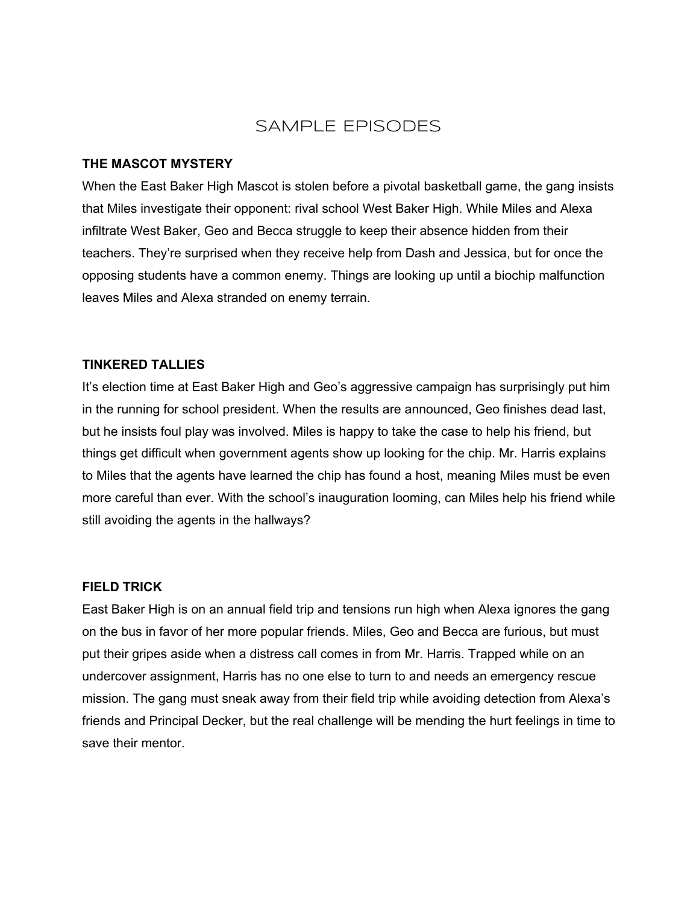# SAMPLE EPISODES

**THE MASCOT MYSTERY**

When the East Baker High Mascot is stolen before a pivotal basketball game, the gang insists that Miles investigate their opponent: rival school West Baker High. While Miles and Alexa infiltrate West Baker, Geo and Becca struggle to keep their absence hidden from their teachers. They're surprised when they receive help from Dash and Jessica, but for once the opposing students have a common enemy. Things are looking up until a biochip malfunction leaves Miles and Alexa stranded on enemy terrain.

**TINKERED TALLIES**

It's election time at East Baker High and Geo's aggressive campaign has surprisingly put him in the running for school president. When the results are announced, Geo finishes dead last, but he insists foul play was involved. Miles is happy to take the case to help his friend, but things get difficult when government agents show up looking for the chip. Mr. Harris explains to Miles that the agents have learned the chip has found a host, meaning Miles must be even more careful than ever. With the school's inauguration looming, can Miles help his friend while still avoiding the agents in the hallways?

**FIELD TRICK**

East Baker High is on an annual field trip and tensions run high when Alexa ignores the gang on the bus in favor of her more popular friends. Miles, Geo and Becca are furious, but must put their gripes aside when a distress call comes in from Mr. Harris. Trapped while on an undercover assignment, Harris has no one else to turn to and needs an emergency rescue mission. The gang must sneak away from their field trip while avoiding detection from Alexa's friends and Principal Decker, but the real challenge will be mending the hurt feelings in time to save their mentor.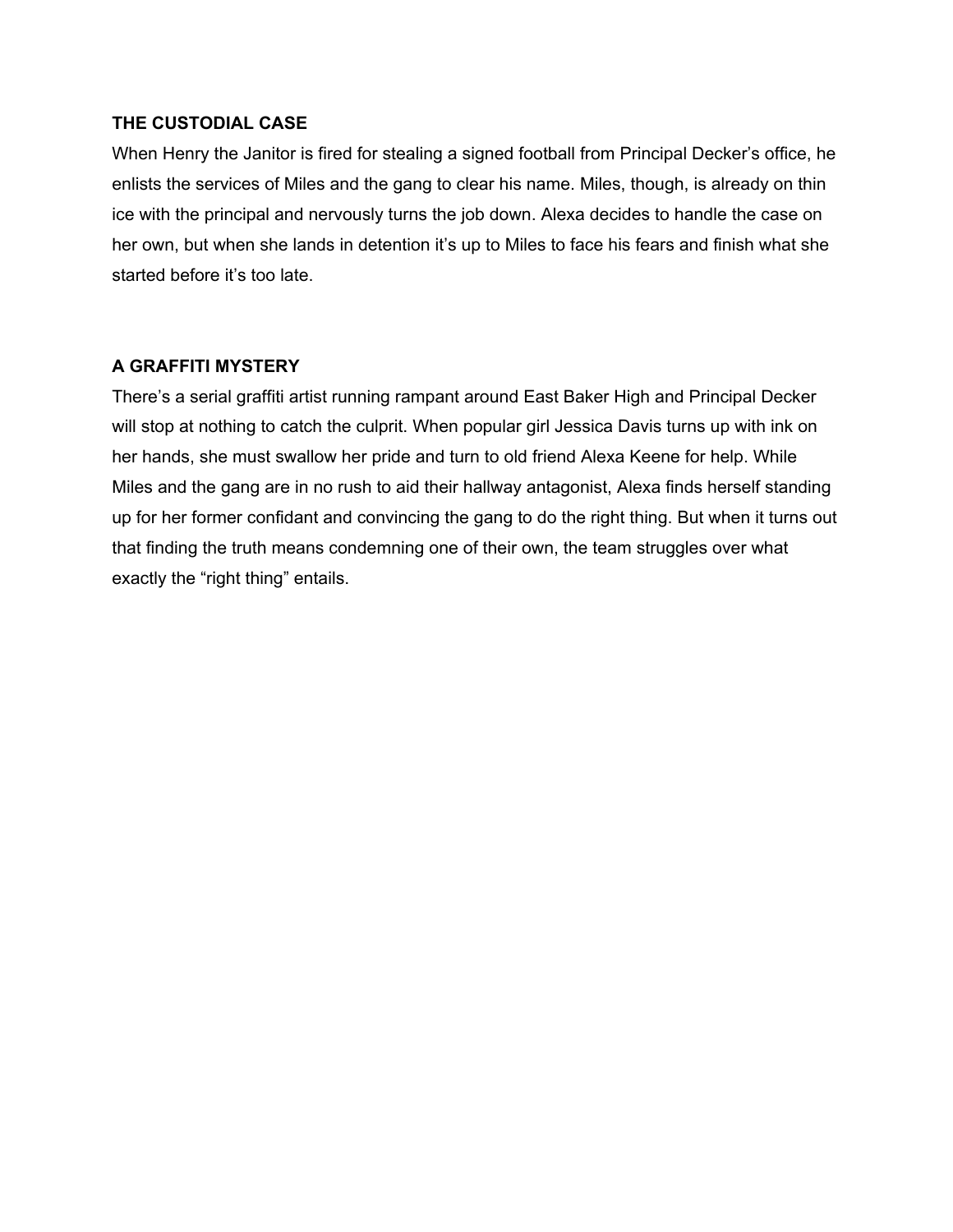**THE CUSTODIAL CASE**

When Henry the Janitor is fired for stealing a signed football from Principal Decker's office, he enlists the services of Miles and the gang to clear his name. Miles, though, is already on thin ice with the principal and nervously turns the job down. Alexa decides to handle the case on her own, but when she lands in detention it's up to Miles to face his fears and finish what she started before it's too late.

**A GRAFFITI MYSTERY**

There's a serial graffiti artist running rampant around East Baker High and Principal Decker will stop at nothing to catch the culprit. When popular girl Jessica Davis turns up with ink on her hands, she must swallow her pride and turn to old friend Alexa Keene for help. While Miles and the gang are in no rush to aid their hallway antagonist, Alexa finds herself standing up for her former confidant and convincing the gang to do the right thing. But when it turns out that finding the truth means condemning one of their own, the team struggles over what exactly the "right thing" entails.